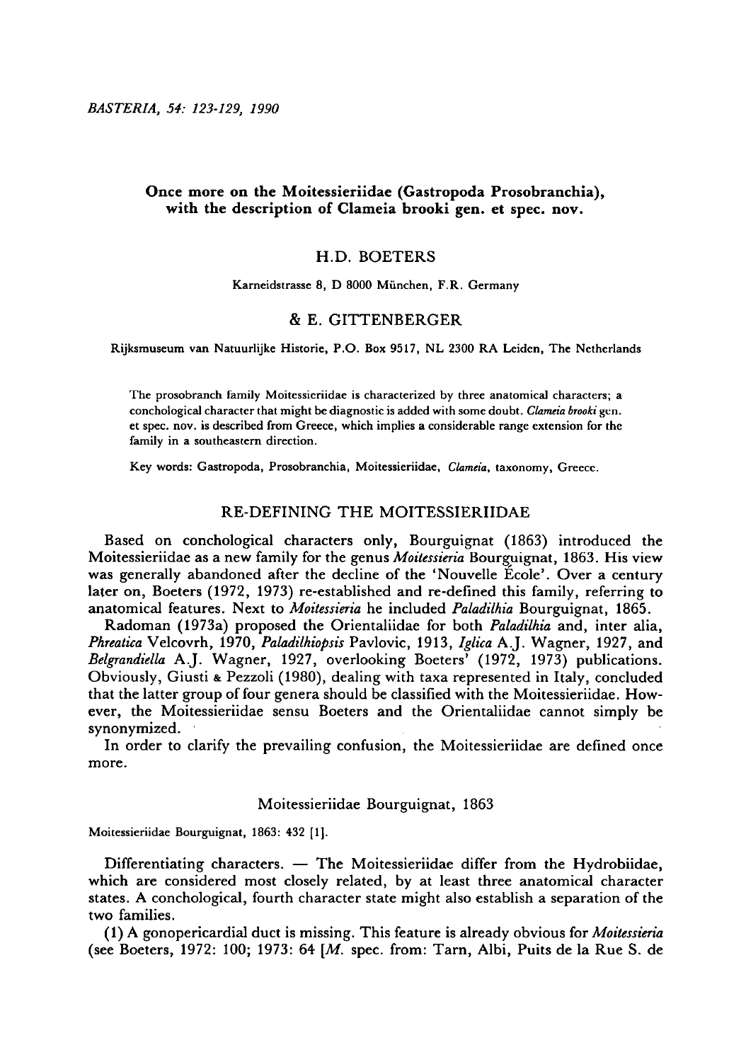# Once more on the Moitessieriidae (Gastropoda Prosobranchia), with the description of Clameia brooki gen. et spec. nov.

## H.D. BOETERS

Karneidstrasse 8, D 8000 München, F.R. Germany

## & E. GITTENBERGER

Rijksmuseum van Natuurlijke Historie, P.O. Box 9517, NL 2300 RA Leiden, The Netherlands

The prosobranch family Moitessieriidae is characterized by three anatomical characters; a conchological character that might be diagnostic is added with some doubt. *Clameia brooki* gen. et spec. nov. is described from Greece, which implies a considerable range extension for the family in a southeastern direction.

Key words: Gastropoda, Prosobranchia, Moitessieriidae, *Clameia*, taxonomy, Greece.

## RE-DEFINING THE MOITESSIERIIDAE

Based on conchological characters only, Bourguignat (1863) introduced the Moitessieriidae as a new family for the genus *Moitessieria* Bourguignat, 1863. His view was generally abandoned after the decline of the 'Nouvelle École'. Over a century later on, Boeters (1972, 1973) re-established and re-defined this family, referring to anatomical features. Next to *Moitessieria* he included *Paladilhia* Bourguignat, 1865.

Radoman (1973a) proposed the Orientaliidae for both *Paladilhia* and, inter alia, *Phreatica* Velcovrh, 1970, *Paladilhiopsis* Pavlovic, 1913, *Iglica* A.J. Wagner, 1927, and *Belgrandiella* A.J. Wagner, 1927, overlooking Boeters' (1972, 1973) publications. Obviously, Giusti & Pezzoli (1980), dealing with taxa represented in Italy, concluded that the latter group of four genera should be classified with the Moitessieriidae. However, the Moitessieriidae sensu Boeters and the Orientaliidae cannot simply be synonymized.

In order to clarify the prevailing confusion, the Moitessieriidae are defined once more.

### Moitessieriidae Bourguignat, 1863

Moitessieriidae Bourguignat, 1863: 432 [1].

Differentiating characters. — The Moitessieriidae differ from the Hydrobiidae, which are considered most closely related, by at least three anatomical character states. A conchological, fourth character state might also establish a separation of the two families.

(1) A gonopericardial duct is missing. This feature is already obvious for *Moitessieria* (see Boeters, 1972: 100; 1973: 64 [*M.* spec. from: Tarn, Albi, Puits de la Rue S. de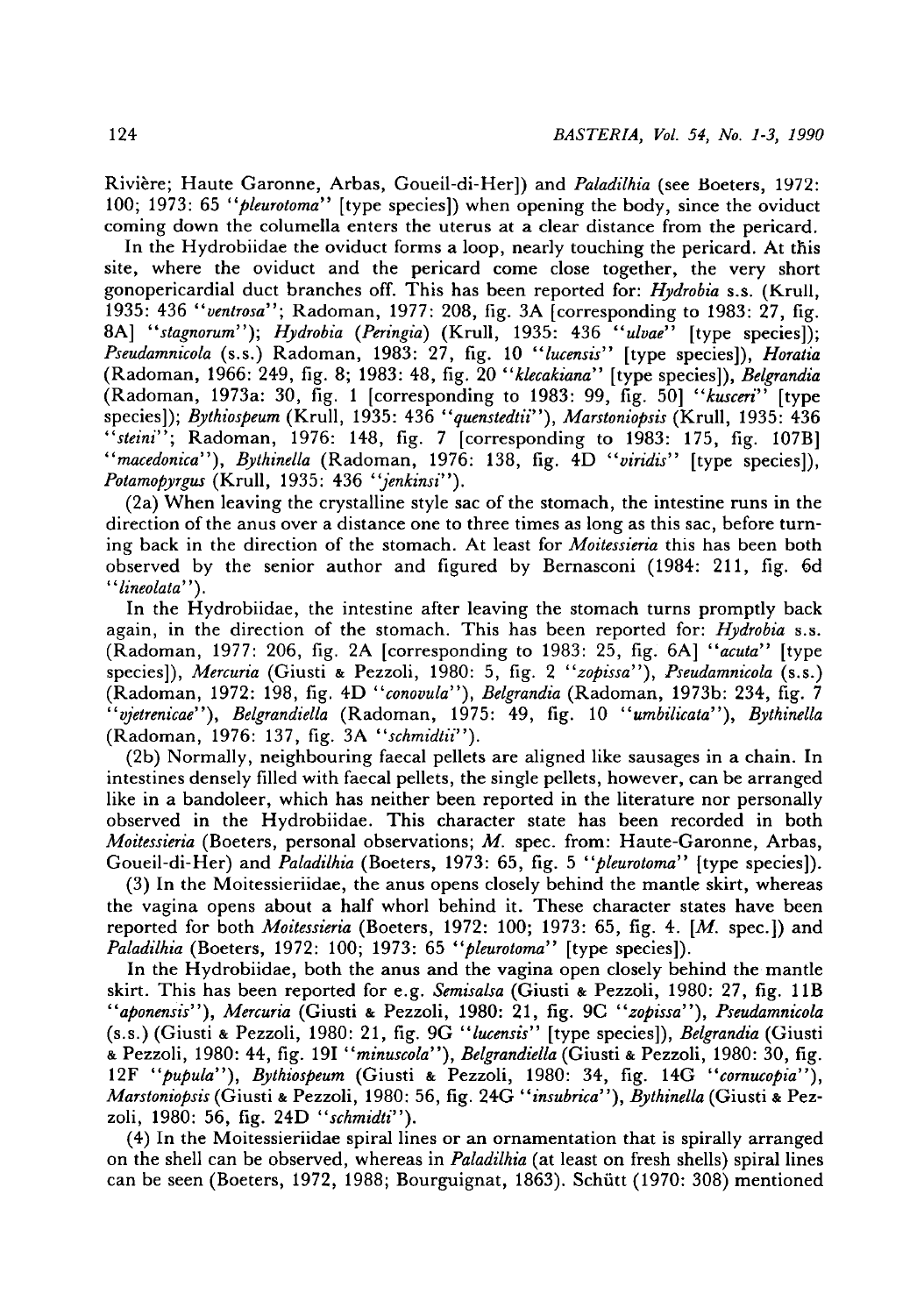Rivière; Haute Garonne, Arbas, Goueil-di-Her]) and *Paladilhia* (see Boeters, 1972: 100; 1973: 65 "*pleurotoma*" [type species]) when opening the body, since the oviduct coming down the columella enters the uterus at a clear distance from the pericard.

In the Hydrobiidae the oviduct forms a loop, nearly touching the pericard. At this site, where the oviduct and the pericard come close together, the very short gonopericardial duct branches off. This has been reported for: *Hydrobia* s.s. (Krull, 1935: 436 "*ventrosa*"; Radoman, 1977: 208, fig. 3A [corresponding to 1983: 27, fig. 8A] "*stagnorum*"); *Hydrobia* (*Peringia*) (Krull, 1935: 436 "*ulvae*" [type species]); *Pseudamnicola* (s.s.) Radoman, 1983: 27, fig. 10 "*lucensis*" [type species]), *Horatia* (Radoman, 1966: 249, fig. 8; 1983: 48, fig. 20 "*klecakiana*" [type species]), *Belgrandia* (Radoman, 1973a: 30, fig. 1 [corresponding to 1983: 99, fig. 50] "*kusceri*" [type species]); *Bythiospeum* (Krull, 1935: 436 "*quenstedtii*"), *Marstoniopsis* (Krull, 1935: 436 "*steini*"; Radoman, 1976: 148, fig. 7 [corresponding to 1983: 175, fig. 107B] "*macedonica*"), *Bythinella* (Radoman, 1976: 138, fig. 4D "*viridis*" [type species]), *Potamopyrgus* (Krull, 1935: 436 "*jenkinsi*").

(2a) When leaving the crystalline style sac of the stomach, the intestine runs in the direction of the anus over a distance one to three times as long as this sac, before turning back in the direction of the stomach. At least for *Moitessieria* this has been both observed by the senior author and figured by Bernasconi (1984: 211, fig. 6d "*lineolata*").

In the Hydrobiidae, the intestine after leaving the stomach turns promptly back again, in the direction of the stomach. This has been reported for: *Hydrobia* s.s. (Radoman, 1977: 206, fig. 2A [corresponding to 1983: 25, fig. 6A] "*acuta*" [type species]), *Mercuria* (Giusti & Pezzoli, 1980: 5, fig. 2 "*zopissa*"), *Pseudamnicola* (s.s.) (Radoman, 1972: 198, fig. 4D "*conovula*"), *Belgrandia* (Radoman, 1973b: 234, fig. 7 "*vjetrenicae*"), *Belgrandiella* (Radoman, 1975: 49, fig. 10 "*umbilicata*"), *Bythinella* (Radoman, 1976: 137, fig. 3A "*schmidtii*").

(2b) Normally, neighbouring faecal pellets are aligned like sausages in a chain. In intestines densely filled with faecal pellets, the single pellets, however, can be arranged like in a bandoleer, which has neither been reported in the literature nor personally observed in the Hydrobiidae. This character state has been recorded in both *Moitessieria* (Boeters, personal observations; *M.* spec. from: Haute-Garonne, Arbas, Goueil-di-Her) and *Paladilhia* (Boeters, 1973: 65, fig. 5 "*pleurotoma*" [type species]).

(3) In the Moitessieriidae, the anus opens closely behind the mantle skirt, whereas the vagina opens about a half whorl behind it. These character states have been reported for both *Moitessieria* (Boeters, 1972: 100; 1973: 65, fig. 4. [*M.* spec.]) and *Paladilhia* (Boeters, 1972: 100; 1973: 65 "*pleurotoma*" [type species]).

In the Hydrobiidae, both the anus and the vagina open closely behind the mantle skirt. This has been reported for e.g. *Semisalsa* (Giusti & Pezzoli, 1980: 27, fig. 11B "*aponensis*"), *Mercuria* (Giusti & Pezzoli, 1980: 21, fig. 9C "*zopissa*"), *Pseudamnicola* (s.s.) (Giusti & Pezzoli, 1980: 21, fig. 9G "*lucensis*" [type species]), *Belgrandia* (Giusti & Pezzoli, 1980: 44, fig. 19I "*minuscola*"), *Belgrandiella* (Giusti & Pezzoli, 1980: 30, fig. 12F "*pupula*"), *Bythiospeum* (Giusti & Pezzoli, 1980: 34, fig. 14G "*cornucopia*"), *Marstoniopsis* (Giusti & Pezzoli, 1980: 56, fig. 24G "*insubrica*"), *Bythinella* (Giusti & Pezzoli, 1980: 56, fig. 24D "*schmidti*").

(4) In the Moitessieriidae spiral lines or an ornamentation that is spirally arranged on the shell can be observed, whereas in *Paladilhia* (at least on fresh shells) spiral lines can be seen (Boeters, 1972, 1988; Bourguignat, 1863). Schütt (1970: 308) mentioned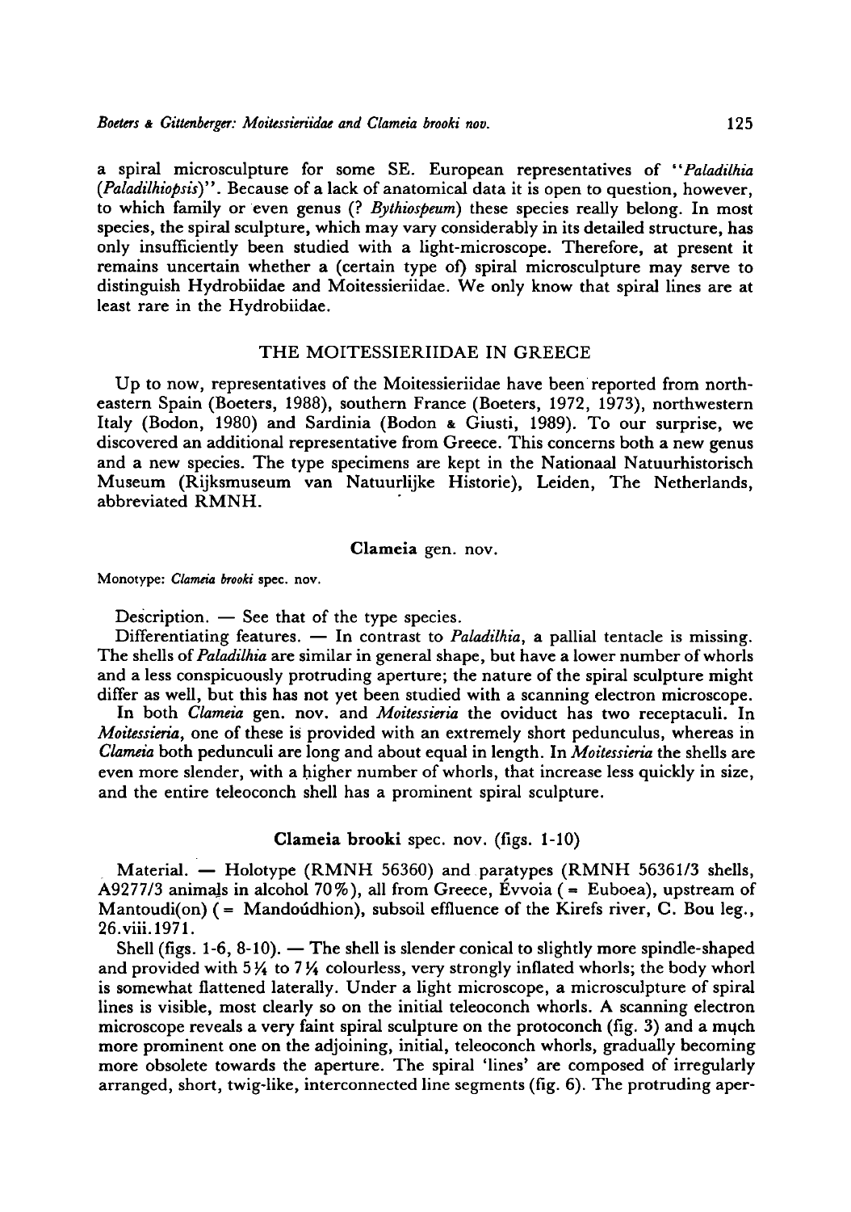a spiral microsculpture for some SE. European representatives of "*Paladilhia* (*Paladilhiopsis*)". Because of a lack of anatomical data it is open to question, however, to which family or even genus (? *Bythiospeum*) these species really belong. In most species, the spiral sculpture, which may vary considerably in its detailed structure, has only insufficiently been studied with a light-microscope. Therefore, at present it remains uncertain whether a (certain type of) spiral microsculpture may serve to distinguish Hydrobiidae and Moitessieriidae. We only know that spiral lines are at least rare in the Hydrobiidae.

## THE MOITESSIERIIDAE IN GREECE

Up to now, representatives of the Moitessieriidae have been reported from north-eastern Spain (Boeters, 1988), southern France (Boeters, 1972, 1973), northwestern Italy (Bodon, 1980) and Sardinia (Bodon & Giusti, 1989). To our surprise, we discovered an additional representative from Greece. This concerns both a new genus and a new species. The type specimens are kept in the Nationaal Natuurhistorisch Museum (Rijksmuseum van Natuurlijke Historie), Leiden, The Netherlands, abbreviated RMNH.

### **Clameia** gen. nov.

Monotype: *Clameia brooki* spec. nov.

Description. — See that of the type species.

Differentiating features. — In contrast to *Paladilhia*, a pallial tentacle is missing. The shells of *Paladilhia* are similar in general shape, but have a lower number of whorls and a less conspicuously protruding aperture; the nature of the spiral sculpture might differ as well, but this has not yet been studied with a scanning electron microscope.

In both *Clameia* gen. nov. and *Moitessieria* the oviduct has two receptaculi. In *Moitessieria*, one of these is provided with an extremely short pedunculus, whereas in *Clameia* both pedunculi are long and about equal in length. In *Moitessieria* the shells are even more slender, with a higher number of whorls, that increase less quickly in size, and the entire teleoconch shell has a prominent spiral sculpture.

### **Clameia brooki** spec. nov. (figs. 1-10)

Material. — Holotype (RMNH 56360) and paratypes (RMNH 56361/3 shells, A9277/3 animals in alcohol 70%), all from Greece, Évvoia (= Euboea), upstream of Mantoudi(on) (= Mandoúdhion), subsoil effluence of the Kirefs river, C. Bou leg., 26.viii.1971.

Shell (figs. 1-6, 8-10). — The shell is slender conical to slightly more spindle-shaped and provided with 5¼ to 7¼ colourless, very strongly inflated whorls; the body whorl is somewhat flattened laterally. Under a light microscope, a microsculpture of spiral lines is visible, most clearly so on the initial teleoconch whorls. A scanning electron microscope reveals a very faint spiral sculpture on the protoconch (fig. 3) and a much more prominent one on the adjoining, initial, teleoconch whorls, gradually becoming more obsolete towards the aperture. The spiral 'lines' are composed of irregularly arranged, short, twig-like, interconnected line segments (fig. 6). The protruding aper-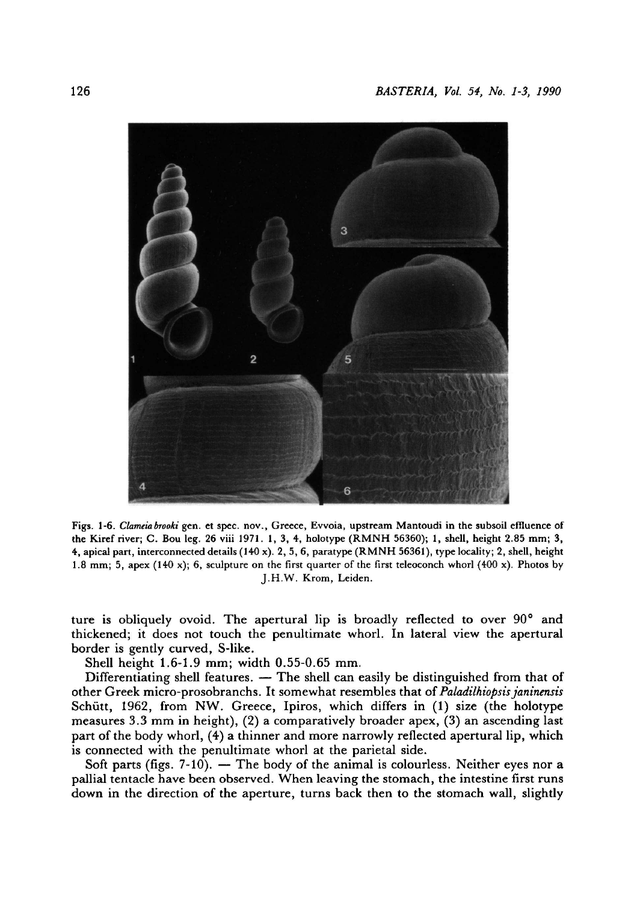Figs. 1-6. *Clameia brooki* gen. et spec. nov., Greece, Evvoia, upstream Mantoudi in the subsoil effluence of the Kiref river; C. Bou leg. 26 viii 1971. 1, 3, 4, holotype (RMNH 56360); 1, shell, height 2.85 mm; 3, 4, apical part, interconnected details (140 x). 2, 5, 6, paratype (RMNH 56361), type locality; 2, shell, height 1.8 mm; 5, apex (140 x); 6, sculpture on the first quarter of the first teleoconch whorl (400 x). Photos by J.H.W. Krom, Leiden.

ture is obliquely ovoid. The apertural lip is broadly reflected to over 90° and thickened; it does not touch the penultimate whorl. In lateral view the apertural border is gently curved, S-like.

Shell height 1.6-1.9 mm; width 0.55-0.65 mm.

Differentiating shell features. — The shell can easily be distinguished from that of other Greek micro-prosobranchs. It somewhat resembles that of *Paladilhiopsis janinensis* Schütt, 1962, from NW. Greece, Ipiros, which differs in (1) size (the holotype measures 3.3 mm in height), (2) a comparatively broader apex, (3) an ascending last part of the body whorl, (4) a thinner and more narrowly reflected apertural lip, which is connected with the penultimate whorl at the parietal side.

Soft parts (figs. 7-10). — The body of the animal is colourless. Neither eyes nor a pallial tentacle have been observed. When leaving the stomach, the intestine first runs down in the direction of the aperture, turns back then to the stomach wall, slightly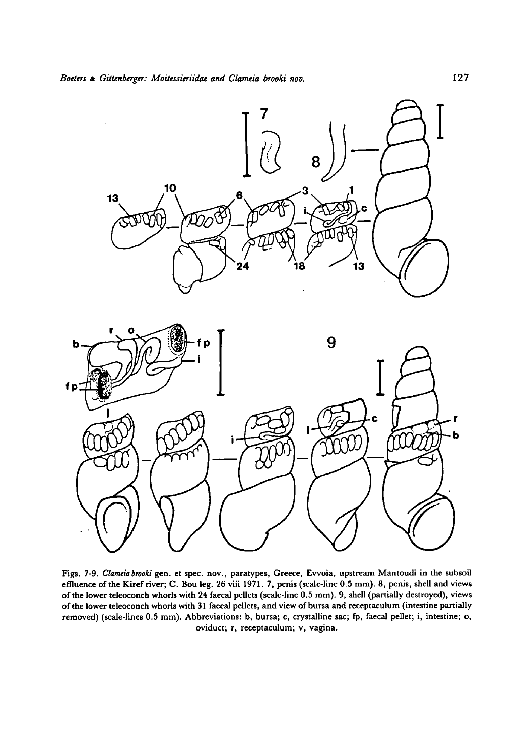Figs. 7-9. *Clameia brooki* gen. et spec. nov., paratypes, Greece, Evvoia, upstream Mantoudi in the subsoil effluence of the Kiref river; C. Bou leg. 26 viii 1971. 7, penis (scale-line 0.5 mm). 8, penis, shell and views of the lower teleoconch whorls with 24 faecal pellets (scale-line 0.5 mm). 9, shell (partially destroyed), views of the lower teleoconch whorls with 31 faecal pellets, and view of bursa and receptaculum (intestine partially removed) (scale-lines 0.5 mm). Abbreviations: b, bursa; c, crystalline sac; fp, faecal pellet; i, intestine; o, oviduct; r, receptaculum; v, vagina.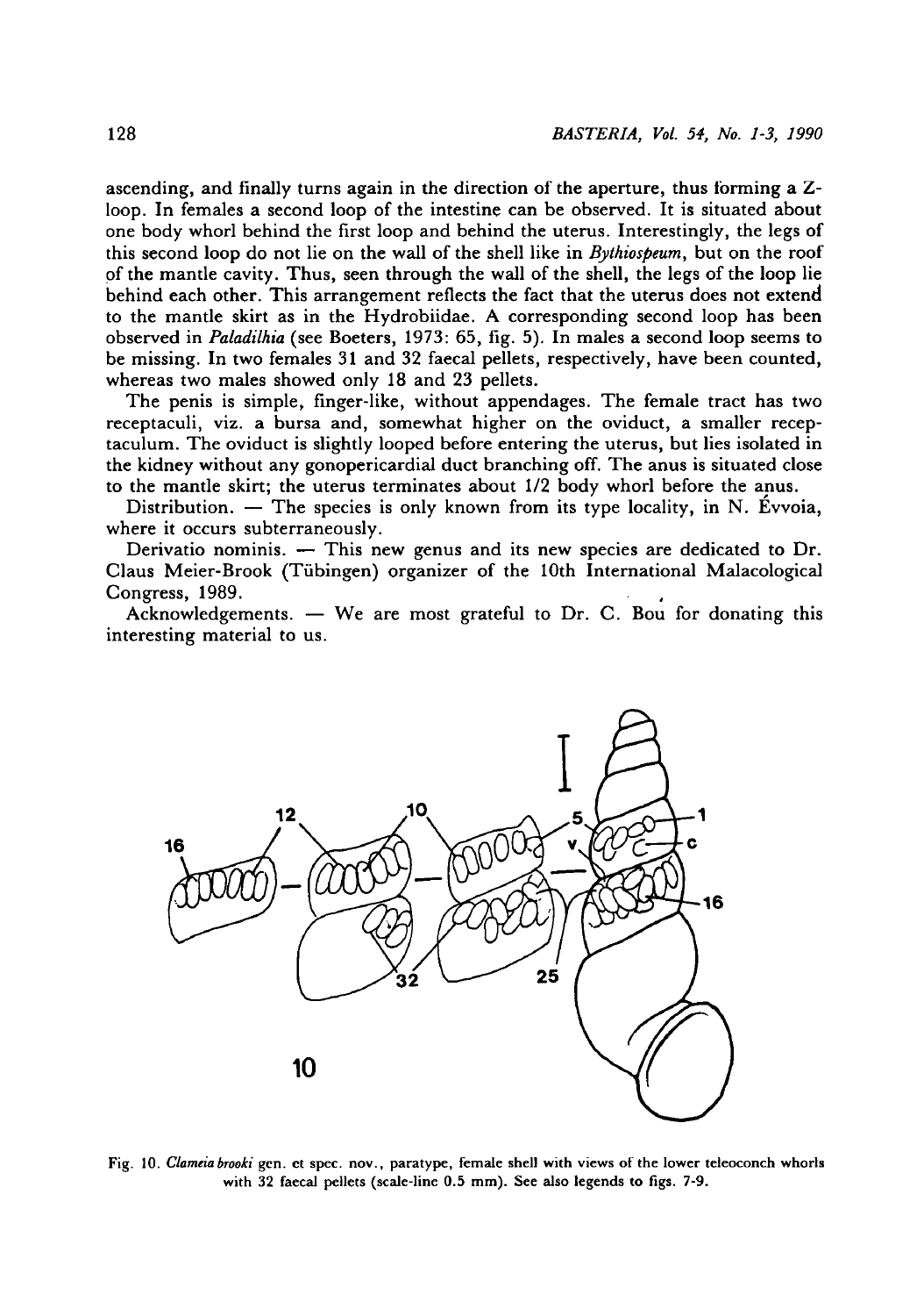ascending, and finally turns again in the direction of the aperture, thus forming a Z-loop. In females a second loop of the intestine can be observed. It is situated about one body whorl behind the first loop and behind the uterus. Interestingly, the legs of this second loop do not lie on the wall of the shell like in *Bythiospeum*, but on the roof of the mantle cavity. Thus, seen through the wall of the shell, the legs of the loop lie behind each other. This arrangement reflects the fact that the uterus does not extend to the mantle skirt as in the Hydrobiidae. A corresponding second loop has been observed in *Paladilhia* (see Boeters, 1973: 65, fig. 5). In males a second loop seems to be missing. In two females 31 and 32 faecal pellets, respectively, have been counted, whereas two males showed only 18 and 23 pellets.

The penis is simple, finger-like, without appendages. The female tract has two receptaculi, viz. a bursa and, somewhat higher on the oviduct, a smaller receptaculum. The oviduct is slightly looped before entering the uterus, but lies isolated in the kidney without any gonopericardial duct branching off. The anus is situated close to the mantle skirt; the uterus terminates about 1/2 body whorl before the anus.

Distribution. — The species is only known from its type locality, in N. Évvoia, where it occurs subterraneously.

Derivatio nominis. — This new genus and its new species are dedicated to Dr. Claus Meier-Brook (Tübingen) organizer of the 10th International Malacological Congress, 1989.

Acknowledgements. — We are most grateful to Dr. C. Bou for donating this interesting material to us.

Fig. 10. *Clameia brooki* gen. et spec. nov., paratype, female shell with views of the lower teleoconch whorls with 32 faecal pellets (scale-line 0.5 mm). See also legends to figs. 7-9.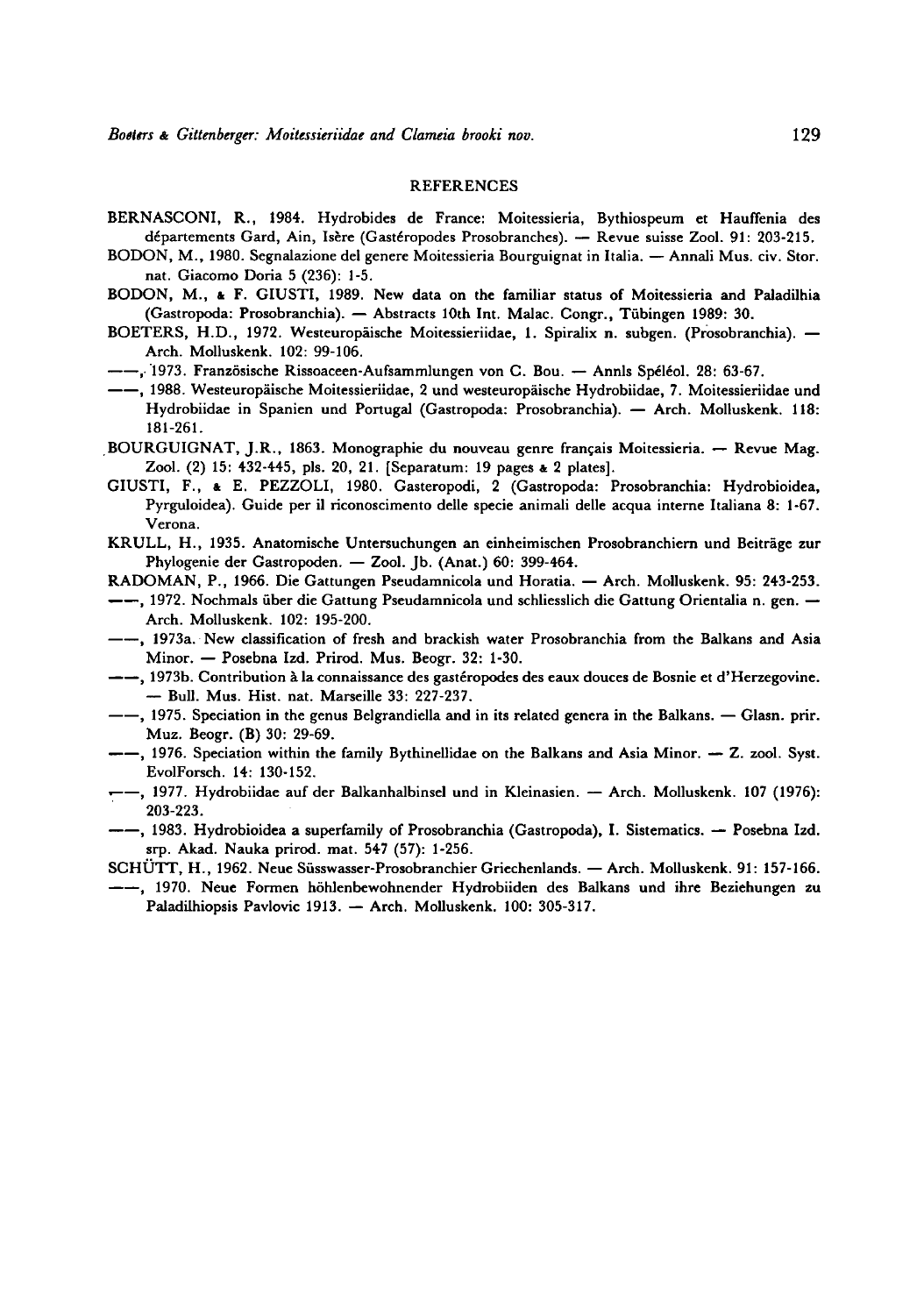## REFERENCES

BERNASCONI, R., 1984. Hydrobides de France: Moitessieria, Bythiospeum et Hauffenia des départements Gard, Ain, Isère (Gastéropodes Prosobranches). — Revue suisse Zool. 91: 203-215.

BODON, M., 1980. Segnalazione del genere Moitessieria Bourguignat in Italia. — Annali Mus. civ. Stor. nat. Giacomo Doria 5 (236): 1-5.

BODON, M., & F. GIUSTI, 1989. New data on the familiar status of Moitessieria and Paladilhia (Gastropoda: Prosobranchia). — Abstracts 10th Int. Malac. Congr., Tübingen 1989: 30.

BOETERS, H.D., 1972. Westeuropäische Moitessieriidae, 1. Spiralix n. subgen. (Prosobranchia). — Arch. Molluskenk. 102: 99-106.

——, 1973. Französische Rissoaceen-Aufsammlungen von C. Bou. — Annls Spéléol. 28: 63-67.

——, 1988. Westeuropäische Moitessieriidae, 2 und westeuropäische Hydrobiidae, 7. Moitessieriidae und Hydrobiidae in Spanien und Portugal (Gastropoda: Prosobranchia). — Arch. Molluskenk. 118: 181-261.

BOURGUIGNAT, J.R., 1863. Monographie du nouveau genre français Moitessieria. — Revue Mag. Zool. (2) 15: 432-445, pls. 20, 21. [Separatum: 19 pages & 2 plates].

GIUSTI, F., & E. PEZZOLI, 1980. Gasteropodi, 2 (Gastropoda: Prosobranchia: Hydrobioidea, Pyrguloidea). Guide per il riconoscimento delle specie animali delle acqua interne Italiana 8: 1-67. Verona.

KRULL, H., 1935. Anatomische Untersuchungen an einheimischen Prosobranchiern und Beiträge zur Phylogenie der Gastropoden. — Zool. Jb. (Anat.) 60: 399-464.

RADOMAN, P., 1966. Die Gattungen Pseudamnicola und Horatia. — Arch. Molluskenk. 95: 243-253.

——, 1972. Nochmals über die Gattung Pseudamnicola und schliesslich die Gattung Orientalia n. gen. — Arch. Molluskenk. 102: 195-200.

——, 1973a. New classification of fresh and brackish water Prosobranchia from the Balkans and Asia Minor. — Posebna Izd. Prirod. Mus. Beogr. 32: 1-30.

——, 1973b. Contribution à la connaissance des gastéropodes des eaux douces de Bosnie et d'Herzegovine. — Bull. Mus. Hist. nat. Marseille 33: 227-237.

——, 1975. Speciation in the genus Belgrandiella and in its related genera in the Balkans. — Glasn. prir. Muz. Beogr. (B) 30: 29-69.

——, 1976. Speciation within the family Bythinellidae on the Balkans and Asia Minor. — Z. zool. Syst. EvolForsch. 14: 130-152.

——, 1977. Hydrobiidae auf der Balkanhalbinsel und in Kleinasien. — Arch. Molluskenk. 107 (1976): 203-223.

——, 1983. Hydrobioidea a superfamily of Prosobranchia (Gastropoda), I. Sistematics. — Posebna Izd. srp. Akad. Nauka prirod. mat. 547 (57): 1-256.

SCHÜTT, H., 1962. Neue Süsswasser-Prosobranchier Griechenlands. — Arch. Molluskenk. 91: 157-166.

——, 1970. Neue Formen höhlenbewohnender Hydrobiiden des Balkans und ihre Beziehungen zu Paladilhiopsis Pavlovic 1913. — Arch. Molluskenk. 100: 305-317.